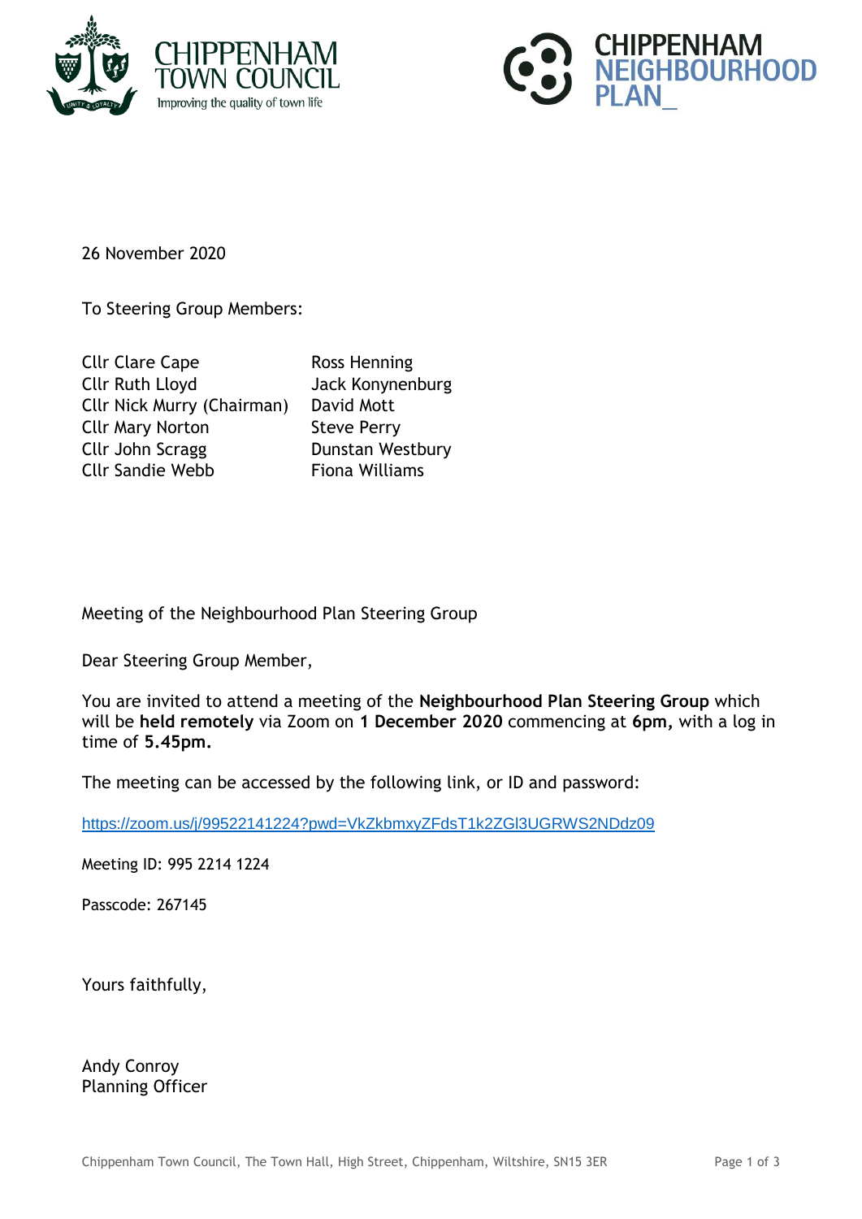CHIPPENHAM TOWN COUNCIL
Improving the quality of town life

CHIPPENHAM NEIGHBOURHOOD PLAN_

26 November 2020

To Steering Group Members:

| | |
|---|---|
| Cllr Clare Cape | Ross Henning |
| Cllr Ruth Lloyd | Jack Konynenburg |
| Cllr Nick Murry (Chairman) | David Mott |
| Cllr Mary Norton | Steve Perry |
| Cllr John Scragg | Dunstan Westbury |
| Cllr Sandie Webb | Fiona Williams |

Meeting of the Neighbourhood Plan Steering Group

Dear Steering Group Member,

You are invited to attend a meeting of the **Neighbourhood Plan Steering Group** which will be **held remotely** via Zoom on **1 December 2020** commencing at **6pm,** with a log in time of **5.45pm.**

The meeting can be accessed by the following link, or ID and password:

https://zoom.us/j/99522141224?pwd=VkZkbmxyZFdsT1k2ZGl3UGRWS2NDdz09

Meeting ID: 995 2214 1224

Passcode: 267145

Yours faithfully,

Andy Conroy
Planning Officer

Chippenham Town Council, The Town Hall, High Street, Chippenham, Wiltshire, SN15 3ER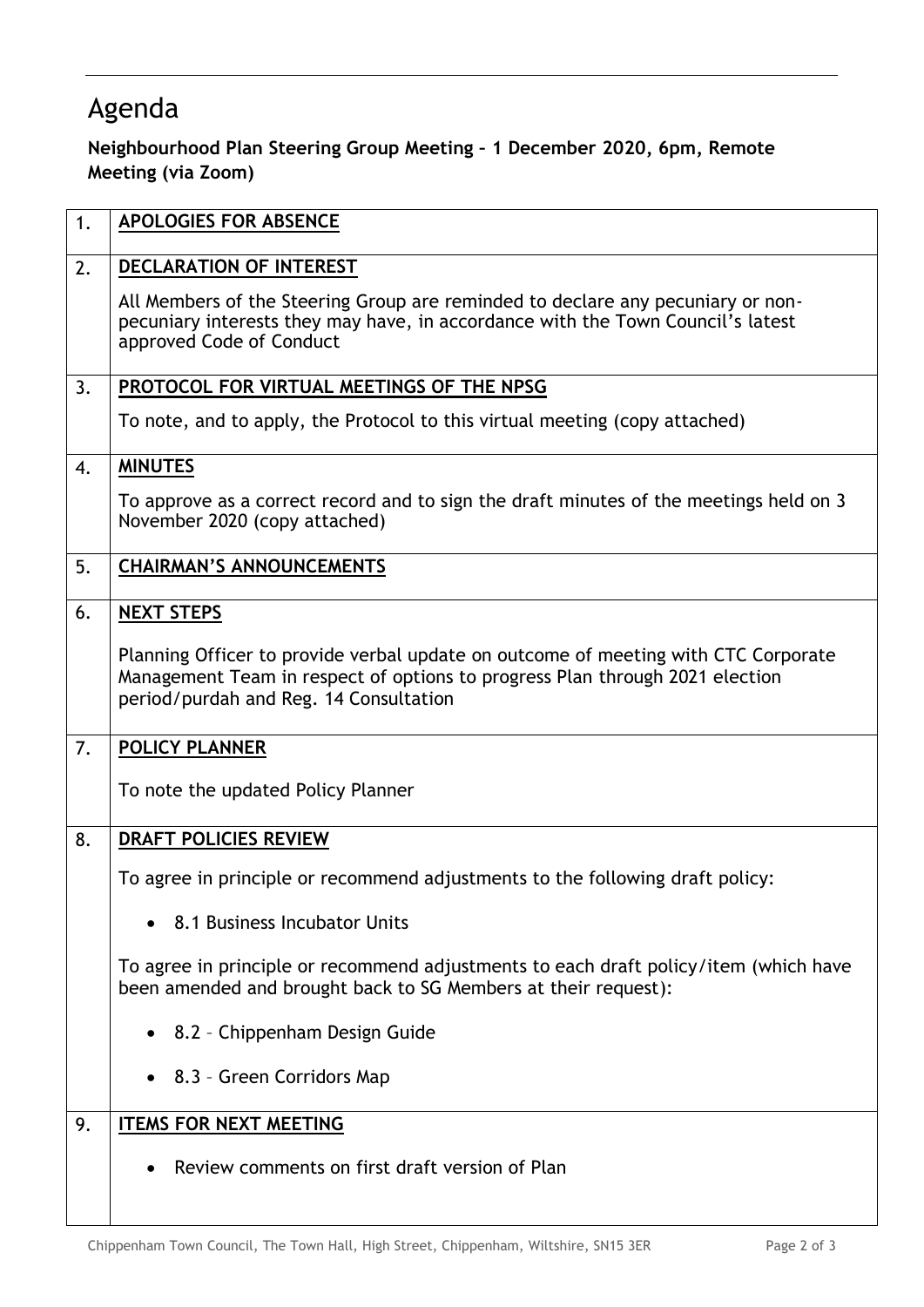# Agenda

**Neighbourhood Plan Steering Group Meeting – 1 December 2020, 6pm, Remote Meeting (via Zoom)**

| | |
|---|---|
| 1. | **APOLOGIES FOR ABSENCE** |
| 2. | **DECLARATION OF INTEREST**<br><br>All Members of the Steering Group are reminded to declare any pecuniary or non-pecuniary interests they may have, in accordance with the Town Council's latest approved Code of Conduct |
| 3. | **PROTOCOL FOR VIRTUAL MEETINGS OF THE NPSG**<br><br>To note, and to apply, the Protocol to this virtual meeting (copy attached) |
| 4. | **MINUTES**<br><br>To approve as a correct record and to sign the draft minutes of the meetings held on 3 November 2020 (copy attached) |
| 5. | **CHAIRMAN'S ANNOUNCEMENTS** |
| 6. | **NEXT STEPS**<br><br>Planning Officer to provide verbal update on outcome of meeting with CTC Corporate Management Team in respect of options to progress Plan through 2021 election period/purdah and Reg. 14 Consultation |
| 7. | **POLICY PLANNER**<br><br>To note the updated Policy Planner |
| 8. | **DRAFT POLICIES REVIEW**<br><br>To agree in principle or recommend adjustments to the following draft policy:<br><br>• 8.1 Business Incubator Units<br><br>To agree in principle or recommend adjustments to each draft policy/item (which have been amended and brought back to SG Members at their request):<br><br>• 8.2 – Chippenham Design Guide<br><br>• 8.3 – Green Corridors Map |
| 9. | **ITEMS FOR NEXT MEETING**<br><br>• Review comments on first draft version of Plan |

Chippenham Town Council, The Town Hall, High Street, Chippenham, Wiltshire, SN15 3ER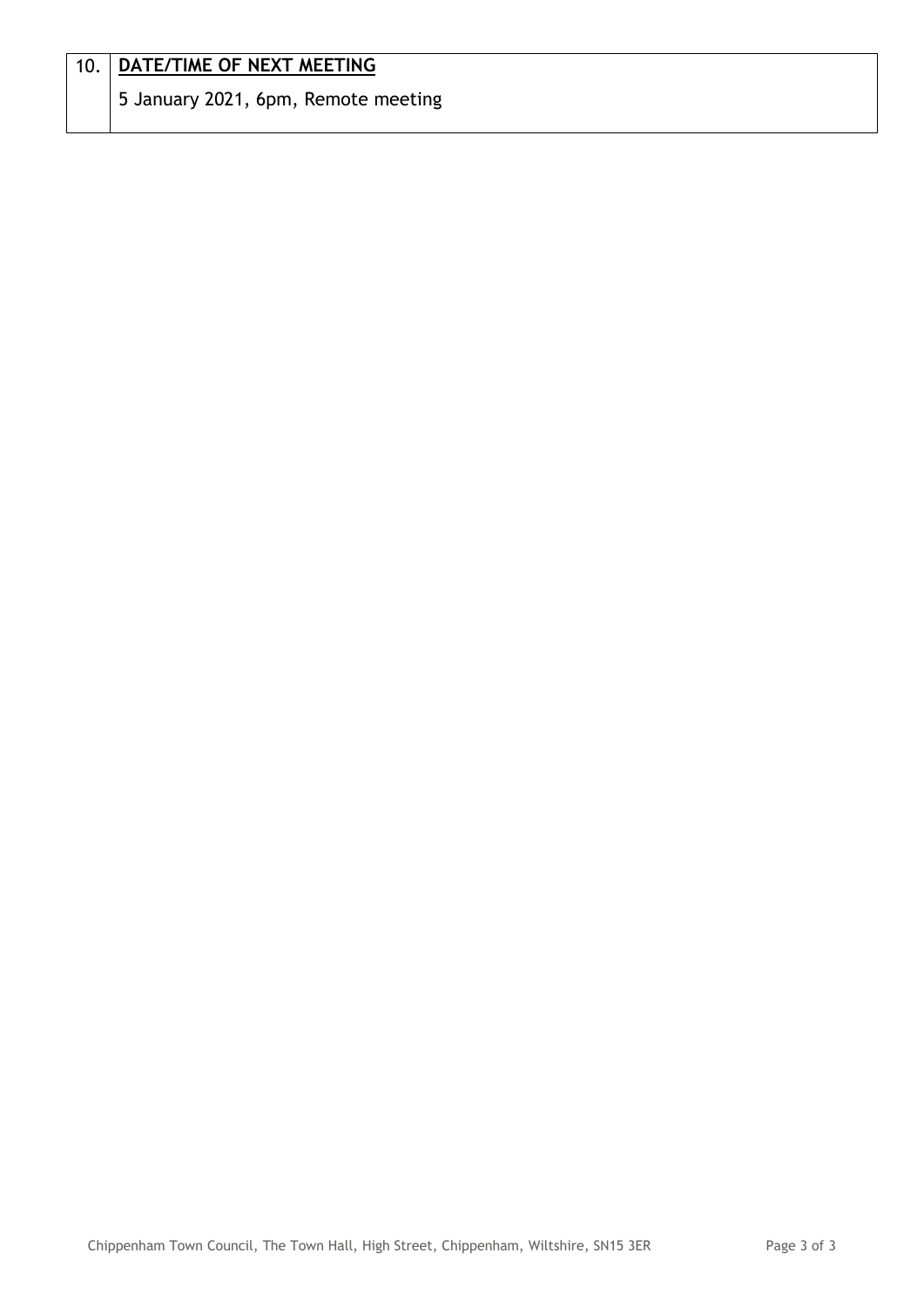| | |
|---|---|
| 10. | **DATE/TIME OF NEXT MEETING**<br>5 January 2021, 6pm, Remote meeting |